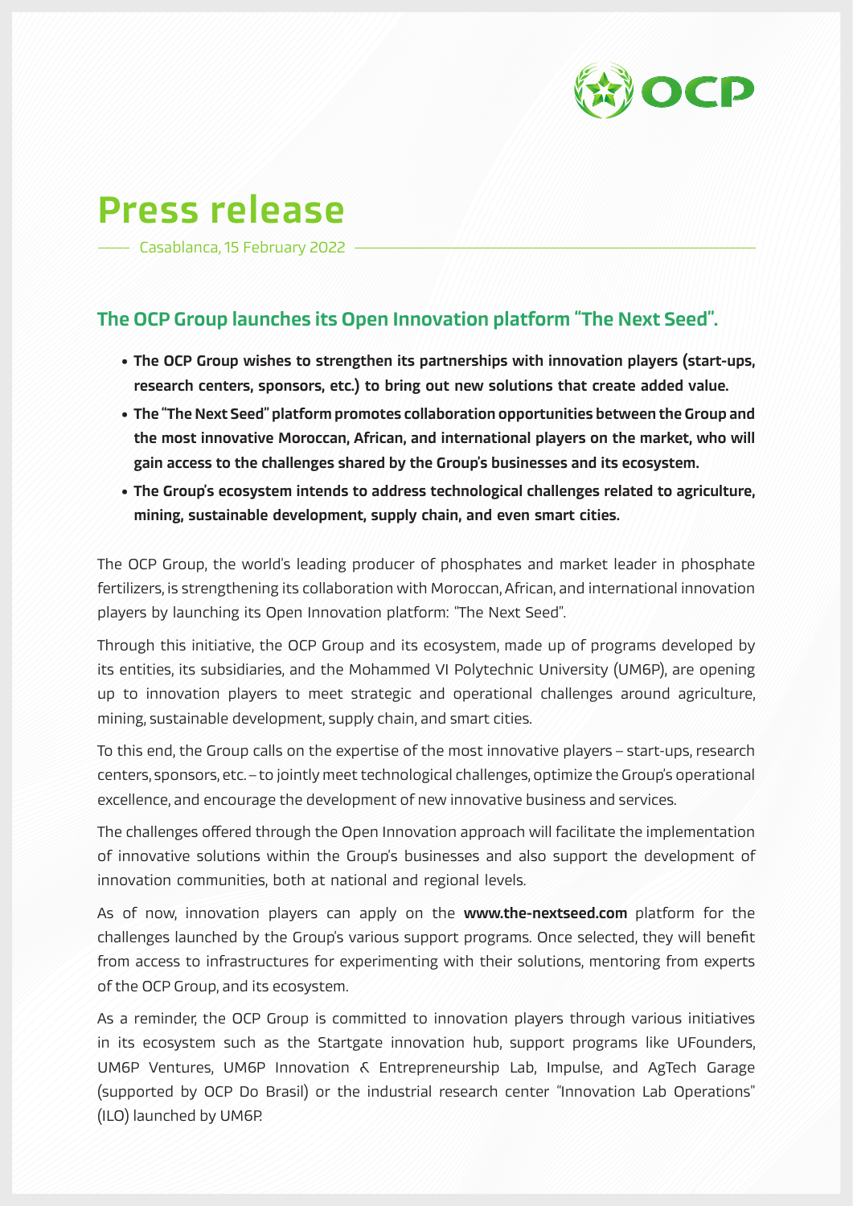# Press release

Casablanca, 15 February 2022

## The OCP Group launches its Open Innovation platform "The Next Seed".

- **The OCP Group wishes to strengthen its partnerships with innovation players (start-ups, research centers, sponsors, etc.) to bring out new solutions that create added value.**
- **The "The Next Seed" platform promotes collaboration opportunities between the Group and the most innovative Moroccan, African, and international players on the market, who will gain access to the challenges shared by the Group's businesses and its ecosystem.**
- **The Group's ecosystem intends to address technological challenges related to agriculture, mining, sustainable development, supply chain, and even smart cities.**

The OCP Group, the world's leading producer of phosphates and market leader in phosphate fertilizers, is strengthening its collaboration with Moroccan, African, and international innovation players by launching its Open Innovation platform: "The Next Seed".

Through this initiative, the OCP Group and its ecosystem, made up of programs developed by its entities, its subsidiaries, and the Mohammed VI Polytechnic University (UM6P), are opening up to innovation players to meet strategic and operational challenges around agriculture, mining, sustainable development, supply chain, and smart cities.

To this end, the Group calls on the expertise of the most innovative players – start-ups, research centers, sponsors, etc. – to jointly meet technological challenges, optimize the Group's operational excellence, and encourage the development of new innovative business and services.

The challenges offered through the Open Innovation approach will facilitate the implementation of innovative solutions within the Group's businesses and also support the development of innovation communities, both at national and regional levels.

As of now, innovation players can apply on the **www.the-nextseed.com** platform for the challenges launched by the Group's various support programs. Once selected, they will benefit from access to infrastructures for experimenting with their solutions, mentoring from experts of the OCP Group, and its ecosystem.

As a reminder, the OCP Group is committed to innovation players through various initiatives in its ecosystem such as the Startgate innovation hub, support programs like UFounders, UM6P Ventures, UM6P Innovation & Entrepreneurship Lab, Impulse, and AgTech Garage (supported by OCP Do Brasil) or the industrial research center "Innovation Lab Operations" (ILO) launched by UM6P.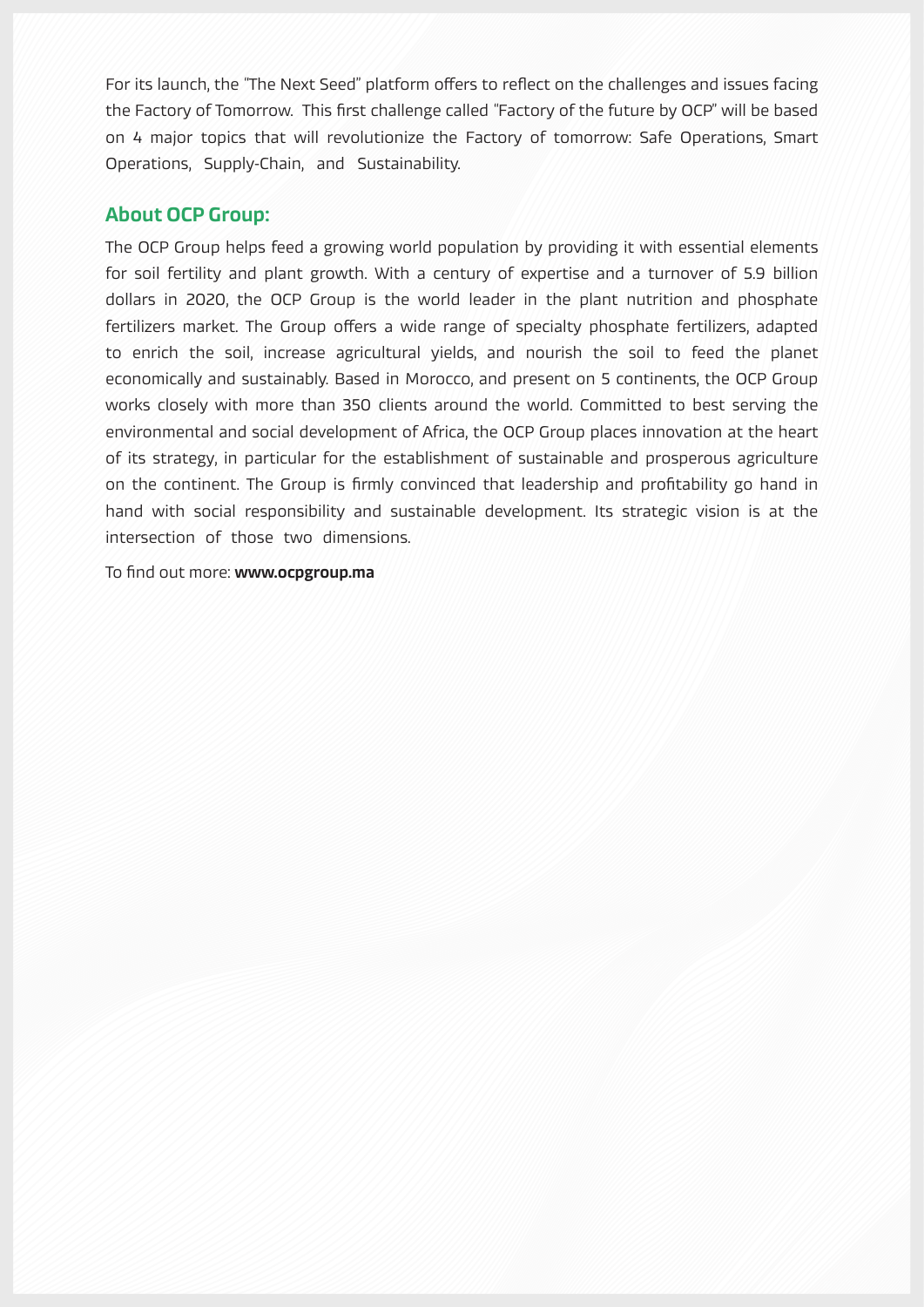For its launch, the "The Next Seed" platform offers to reflect on the challenges and issues facing the Factory of Tomorrow. This first challenge called "Factory of the future by OCP" will be based on 4 major topics that will revolutionize the Factory of tomorrow: Safe Operations, Smart Operations, Supply-Chain, and Sustainability.

## About OCP Group:

The OCP Group helps feed a growing world population by providing it with essential elements for soil fertility and plant growth. With a century of expertise and a turnover of 5.9 billion dollars in 2020, the OCP Group is the world leader in the plant nutrition and phosphate fertilizers market. The Group offers a wide range of specialty phosphate fertilizers, adapted to enrich the soil, increase agricultural yields, and nourish the soil to feed the planet economically and sustainably. Based in Morocco, and present on 5 continents, the OCP Group works closely with more than 350 clients around the world. Committed to best serving the environmental and social development of Africa, the OCP Group places innovation at the heart of its strategy, in particular for the establishment of sustainable and prosperous agriculture on the continent. The Group is firmly convinced that leadership and profitability go hand in hand with social responsibility and sustainable development. Its strategic vision is at the intersection of those two dimensions.

To find out more: **www.ocpgroup.ma**